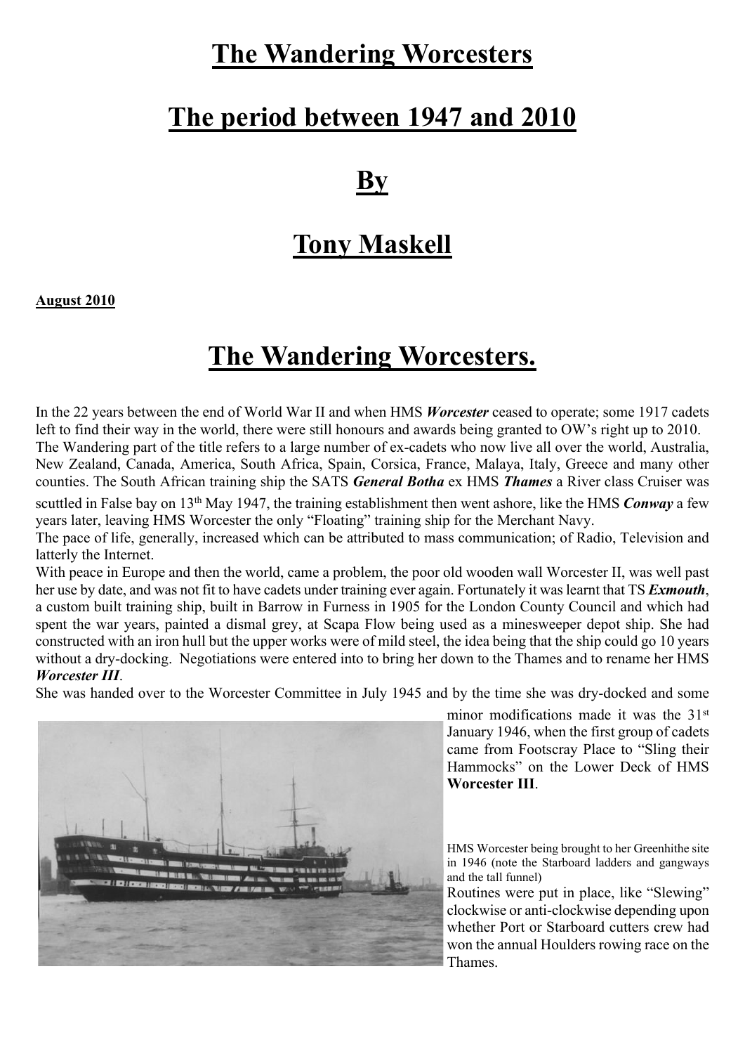# The Wandering Worcesters

# The period between 1947 and 2010

# By

# Tony Maskell

**August 2010**

## The Wandering Worcesters.

In the 22 years between the end of World War II and when HMS ***Worcester*** ceased to operate; some 1917 cadets left to find their way in the world, there were still honours and awards being granted to OW's right up to 2010. The Wandering part of the title refers to a large number of ex-cadets who now live all over the world, Australia, New Zealand, Canada, America, South Africa, Spain, Corsica, France, Malaya, Italy, Greece and many other counties. The South African training ship the SATS ***General Botha*** ex HMS ***Thames*** a River class Cruiser was scuttled in False bay on 13th May 1947, the training establishment then went ashore, like the HMS ***Conway*** a few years later, leaving HMS Worcester the only "Floating" training ship for the Merchant Navy.

The pace of life, generally, increased which can be attributed to mass communication; of Radio, Television and latterly the Internet.

With peace in Europe and then the world, came a problem, the poor old wooden wall Worcester II, was well past her use by date, and was not fit to have cadets under training ever again. Fortunately it was learnt that TS ***Exmouth***, a custom built training ship, built in Barrow in Furness in 1905 for the London County Council and which had spent the war years, painted a dismal grey, at Scapa Flow being used as a minesweeper depot ship. She had constructed with an iron hull but the upper works were of mild steel, the idea being that the ship could go 10 years without a dry-docking. Negotiations were entered into to bring her down to the Thames and to rename her HMS ***Worcester III***.

She was handed over to the Worcester Committee in July 1945 and by the time she was dry-docked and some minor modifications made it was the 31st January 1946, when the first group of cadets came from Footscray Place to "Sling their Hammocks" on the Lower Deck of HMS **Worcester III**.

HMS Worcester being brought to her Greenhithe site in 1946 (note the Starboard ladders and gangways and the tall funnel)

Routines were put in place, like "Slewing" clockwise or anti-clockwise depending upon whether Port or Starboard cutters crew had won the annual Houlders rowing race on the Thames.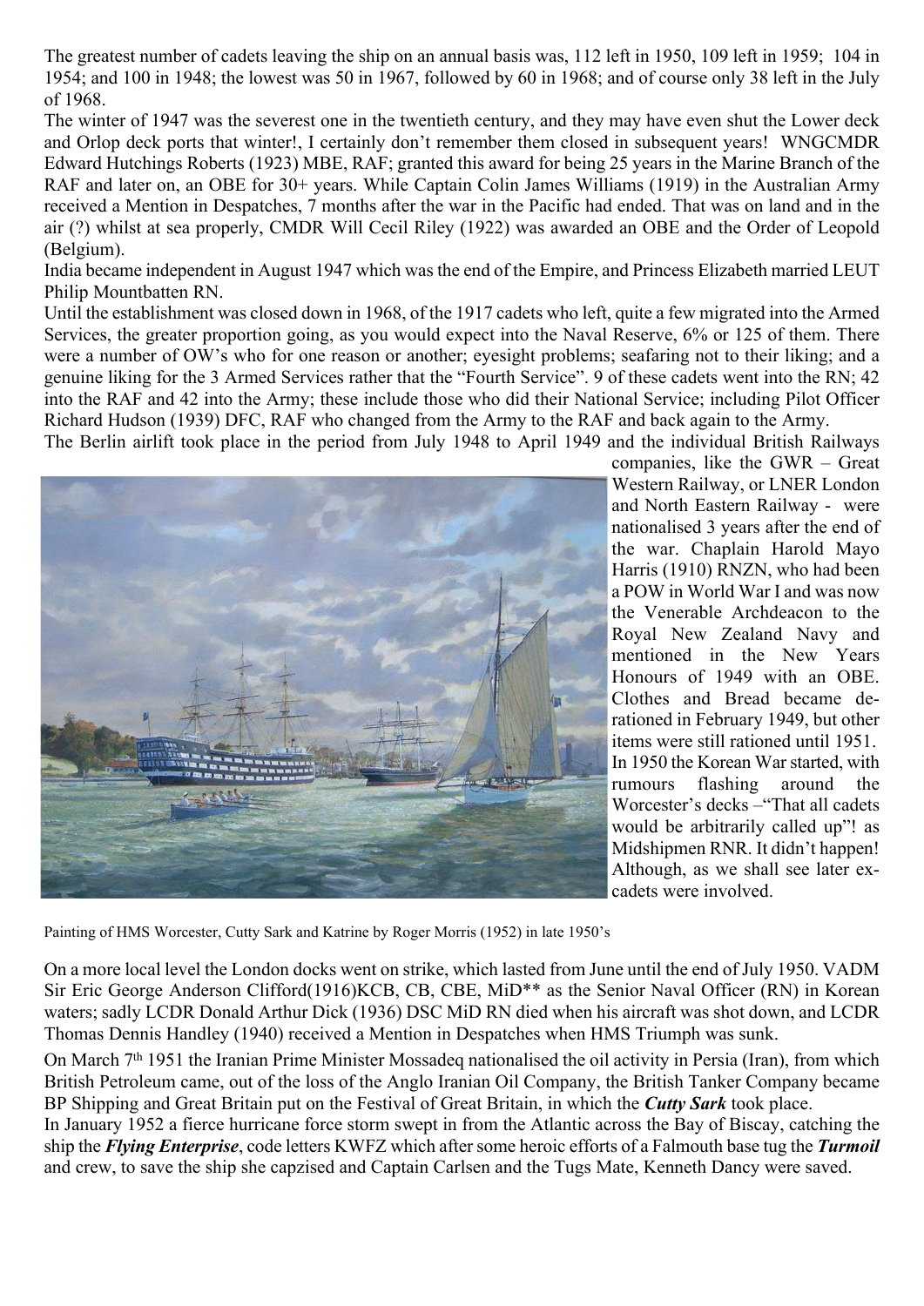The greatest number of cadets leaving the ship on an annual basis was, 112 left in 1950, 109 left in 1959; 104 in 1954; and 100 in 1948; the lowest was 50 in 1967, followed by 60 in 1968; and of course only 38 left in the July of 1968.

The winter of 1947 was the severest one in the twentieth century, and they may have even shut the Lower deck and Orlop deck ports that winter!, I certainly don't remember them closed in subsequent years! WNGCMDR Edward Hutchings Roberts (1923) MBE, RAF; granted this award for being 25 years in the Marine Branch of the RAF and later on, an OBE for 30+ years. While Captain Colin James Williams (1919) in the Australian Army received a Mention in Despatches, 7 months after the war in the Pacific had ended. That was on land and in the air (?) whilst at sea properly, CMDR Will Cecil Riley (1922) was awarded an OBE and the Order of Leopold (Belgium).

India became independent in August 1947 which was the end of the Empire, and Princess Elizabeth married LEUT Philip Mountbatten RN.

Until the establishment was closed down in 1968, of the 1917 cadets who left, quite a few migrated into the Armed Services, the greater proportion going, as you would expect into the Naval Reserve, 6% or 125 of them. There were a number of OW's who for one reason or another; eyesight problems; seafaring not to their liking; and a genuine liking for the 3 Armed Services rather that the "Fourth Service". 9 of these cadets went into the RN; 42 into the RAF and 42 into the Army; these include those who did their National Service; including Pilot Officer Richard Hudson (1939) DFC, RAF who changed from the Army to the RAF and back again to the Army.

The Berlin airlift took place in the period from July 1948 to April 1949 and the individual British Railways companies, like the GWR – Great Western Railway, or LNER London and North Eastern Railway - were nationalised 3 years after the end of the war. Chaplain Harold Mayo Harris (1910) RNZN, who had been a POW in World War I and was now the Venerable Archdeacon to the Royal New Zealand Navy and mentioned in the New Years Honours of 1949 with an OBE. Clothes and Bread became de-rationed in February 1949, but other items were still rationed until 1951. In 1950 the Korean War started, with rumours flashing around the Worcester's decks –"That all cadets would be arbitrarily called up"! as Midshipmen RNR. It didn't happen! Although, as we shall see later ex-cadets were involved.

Painting of HMS Worcester, Cutty Sark and Katrine by Roger Morris (1952) in late 1950's

On a more local level the London docks went on strike, which lasted from June until the end of July 1950. VADM Sir Eric George Anderson Clifford(1916)KCB, CB, CBE, MiD** as the Senior Naval Officer (RN) in Korean waters; sadly LCDR Donald Arthur Dick (1936) DSC MiD RN died when his aircraft was shot down, and LCDR Thomas Dennis Handley (1940) received a Mention in Despatches when HMS Triumph was sunk.

On March 7th 1951 the Iranian Prime Minister Mossadeq nationalised the oil activity in Persia (Iran), from which British Petroleum came, out of the loss of the Anglo Iranian Oil Company, the British Tanker Company became BP Shipping and Great Britain put on the Festival of Great Britain, in which the ***Cutty Sark*** took place.

In January 1952 a fierce hurricane force storm swept in from the Atlantic across the Bay of Biscay, catching the ship the ***Flying Enterprise***, code letters KWFZ which after some heroic efforts of a Falmouth base tug the ***Turmoil*** and crew, to save the ship she capzised and Captain Carlsen and the Tugs Mate, Kenneth Dancy were saved.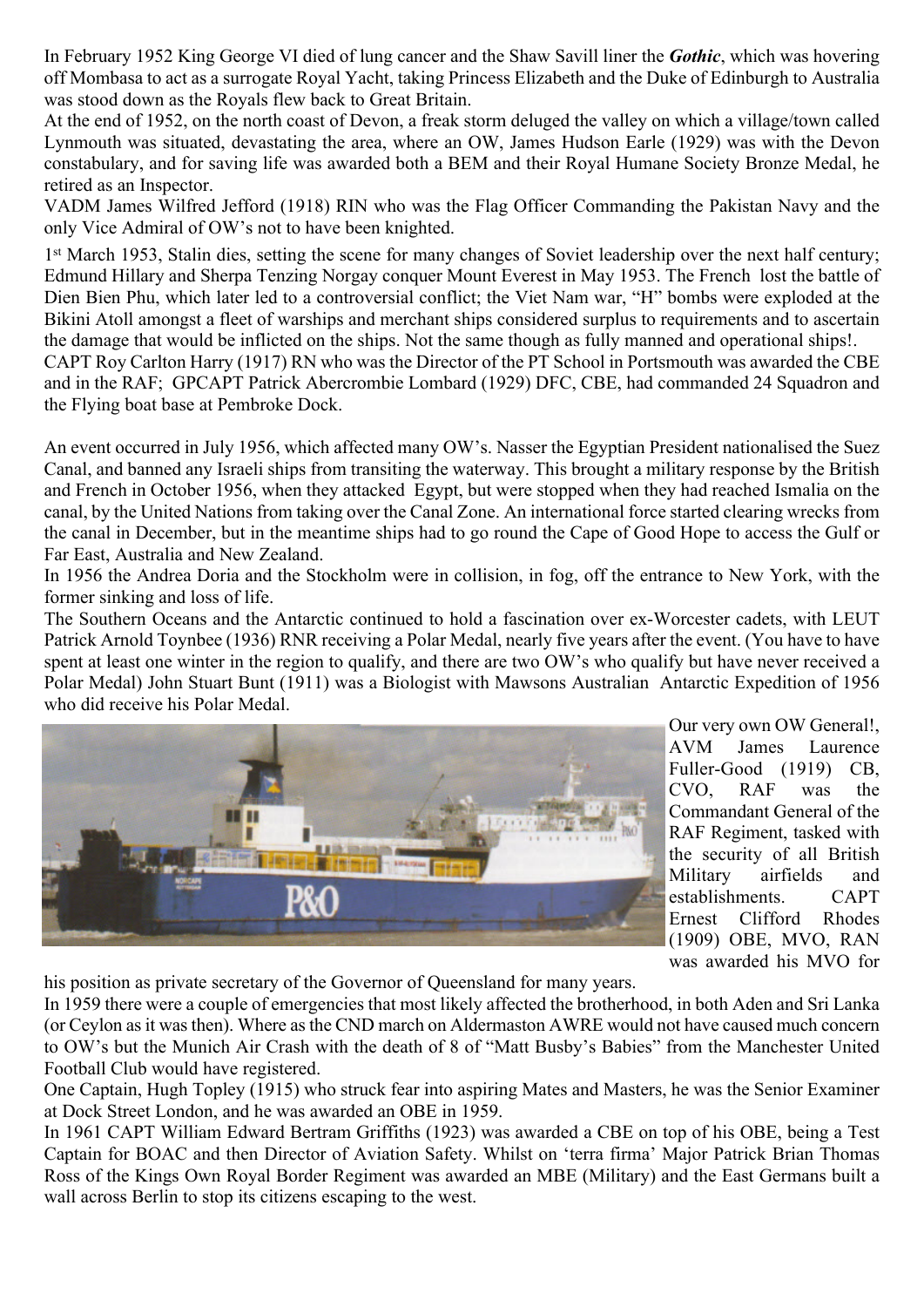In February 1952 King George VI died of lung cancer and the Shaw Savill liner the ***Gothic***, which was hovering off Mombasa to act as a surrogate Royal Yacht, taking Princess Elizabeth and the Duke of Edinburgh to Australia was stood down as the Royals flew back to Great Britain.

At the end of 1952, on the north coast of Devon, a freak storm deluged the valley on which a village/town called Lynmouth was situated, devastating the area, where an OW, James Hudson Earle (1929) was with the Devon constabulary, and for saving life was awarded both a BEM and their Royal Humane Society Bronze Medal, he retired as an Inspector.

VADM James Wilfred Jefford (1918) RIN who was the Flag Officer Commanding the Pakistan Navy and the only Vice Admiral of OW's not to have been knighted.

1st March 1953, Stalin dies, setting the scene for many changes of Soviet leadership over the next half century; Edmund Hillary and Sherpa Tenzing Norgay conquer Mount Everest in May 1953. The French lost the battle of Dien Bien Phu, which later led to a controversial conflict; the Viet Nam war, "H" bombs were exploded at the Bikini Atoll amongst a fleet of warships and merchant ships considered surplus to requirements and to ascertain the damage that would be inflicted on the ships. Not the same though as fully manned and operational ships!.

CAPT Roy Carlton Harry (1917) RN who was the Director of the PT School in Portsmouth was awarded the CBE and in the RAF; GPCAPT Patrick Abercrombie Lombard (1929) DFC, CBE, had commanded 24 Squadron and the Flying boat base at Pembroke Dock.

An event occurred in July 1956, which affected many OW's. Nasser the Egyptian President nationalised the Suez Canal, and banned any Israeli ships from transiting the waterway. This brought a military response by the British and French in October 1956, when they attacked Egypt, but were stopped when they had reached Ismalia on the canal, by the United Nations from taking over the Canal Zone. An international force started clearing wrecks from the canal in December, but in the meantime ships had to go round the Cape of Good Hope to access the Gulf or Far East, Australia and New Zealand.

In 1956 the Andrea Doria and the Stockholm were in collision, in fog, off the entrance to New York, with the former sinking and loss of life.

The Southern Oceans and the Antarctic continued to hold a fascination over ex-Worcester cadets, with LEUT Patrick Arnold Toynbee (1936) RNR receiving a Polar Medal, nearly five years after the event. (You have to have spent at least one winter in the region to qualify, and there are two OW's who qualify but have never received a Polar Medal) John Stuart Bunt (1911) was a Biologist with Mawsons Australian Antarctic Expedition of 1956 who did receive his Polar Medal.

Our very own OW General!, AVM James Laurence Fuller-Good (1919) CB, CVO, RAF was the Commandant General of the RAF Regiment, tasked with the security of all British Military airfields and establishments. CAPT Ernest Clifford Rhodes (1909) OBE, MVO, RAN was awarded his MVO for his position as private secretary of the Governor of Queensland for many years.

In 1959 there were a couple of emergencies that most likely affected the brotherhood, in both Aden and Sri Lanka (or Ceylon as it was then). Where as the CND march on Aldermaston AWRE would not have caused much concern to OW's but the Munich Air Crash with the death of 8 of "Matt Busby's Babies" from the Manchester United Football Club would have registered.

One Captain, Hugh Topley (1915) who struck fear into aspiring Mates and Masters, he was the Senior Examiner at Dock Street London, and he was awarded an OBE in 1959.

In 1961 CAPT William Edward Bertram Griffiths (1923) was awarded a CBE on top of his OBE, being a Test Captain for BOAC and then Director of Aviation Safety. Whilst on 'terra firma' Major Patrick Brian Thomas Ross of the Kings Own Royal Border Regiment was awarded an MBE (Military) and the East Germans built a wall across Berlin to stop its citizens escaping to the west.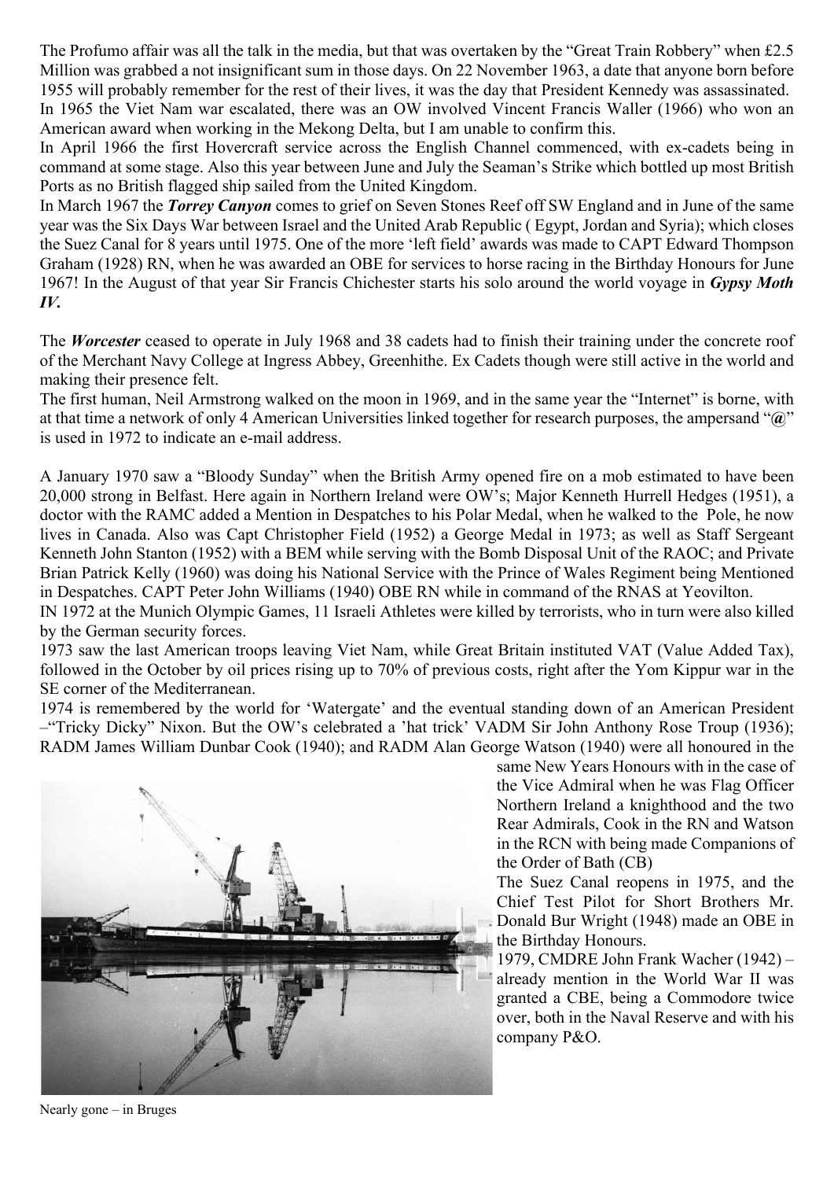The Profumo affair was all the talk in the media, but that was overtaken by the "Great Train Robbery" when £2.5 Million was grabbed a not insignificant sum in those days. On 22 November 1963, a date that anyone born before 1955 will probably remember for the rest of their lives, it was the day that President Kennedy was assassinated.

In 1965 the Viet Nam war escalated, there was an OW involved Vincent Francis Waller (1966) who won an American award when working in the Mekong Delta, but I am unable to confirm this.

In April 1966 the first Hovercraft service across the English Channel commenced, with ex-cadets being in command at some stage. Also this year between June and July the Seaman's Strike which bottled up most British Ports as no British flagged ship sailed from the United Kingdom.

In March 1967 the ***Torrey Canyon*** comes to grief on Seven Stones Reef off SW England and in June of the same year was the Six Days War between Israel and the United Arab Republic ( Egypt, Jordan and Syria); which closes the Suez Canal for 8 years until 1975. One of the more 'left field' awards was made to CAPT Edward Thompson Graham (1928) RN, when he was awarded an OBE for services to horse racing in the Birthday Honours for June 1967! In the August of that year Sir Francis Chichester starts his solo around the world voyage in ***Gypsy Moth IV***.

The ***Worcester*** ceased to operate in July 1968 and 38 cadets had to finish their training under the concrete roof of the Merchant Navy College at Ingress Abbey, Greenhithe. Ex Cadets though were still active in the world and making their presence felt.

The first human, Neil Armstrong walked on the moon in 1969, and in the same year the "Internet" is borne, with at that time a network of only 4 American Universities linked together for research purposes, the ampersand "**@**" is used in 1972 to indicate an e-mail address.

A January 1970 saw a "Bloody Sunday" when the British Army opened fire on a mob estimated to have been 20,000 strong in Belfast. Here again in Northern Ireland were OW's; Major Kenneth Hurrell Hedges (1951), a doctor with the RAMC added a Mention in Despatches to his Polar Medal, when he walked to the Pole, he now lives in Canada. Also was Capt Christopher Field (1952) a George Medal in 1973; as well as Staff Sergeant Kenneth John Stanton (1952) with a BEM while serving with the Bomb Disposal Unit of the RAOC; and Private Brian Patrick Kelly (1960) was doing his National Service with the Prince of Wales Regiment being Mentioned in Despatches. CAPT Peter John Williams (1940) OBE RN while in command of the RNAS at Yeovilton.

IN 1972 at the Munich Olympic Games, 11 Israeli Athletes were killed by terrorists, who in turn were also killed by the German security forces.

1973 saw the last American troops leaving Viet Nam, while Great Britain instituted VAT (Value Added Tax), followed in the October by oil prices rising up to 70% of previous costs, right after the Yom Kippur war in the SE corner of the Mediterranean.

1974 is remembered by the world for 'Watergate' and the eventual standing down of an American President –"Tricky Dicky" Nixon. But the OW's celebrated a 'hat trick' VADM Sir John Anthony Rose Troup (1936); RADM James William Dunbar Cook (1940); and RADM Alan George Watson (1940) were all honoured in the same New Years Honours with in the case of the Vice Admiral when he was Flag Officer Northern Ireland a knighthood and the two Rear Admirals, Cook in the RN and Watson in the RCN with being made Companions of the Order of Bath (CB)

The Suez Canal reopens in 1975, and the Chief Test Pilot for Short Brothers Mr. Donald Bur Wright (1948) made an OBE in the Birthday Honours.

1979, CMDRE John Frank Wacher (1942) – already mention in the World War II was granted a CBE, being a Commodore twice over, both in the Naval Reserve and with his company P&O.

Nearly gone – in Bruges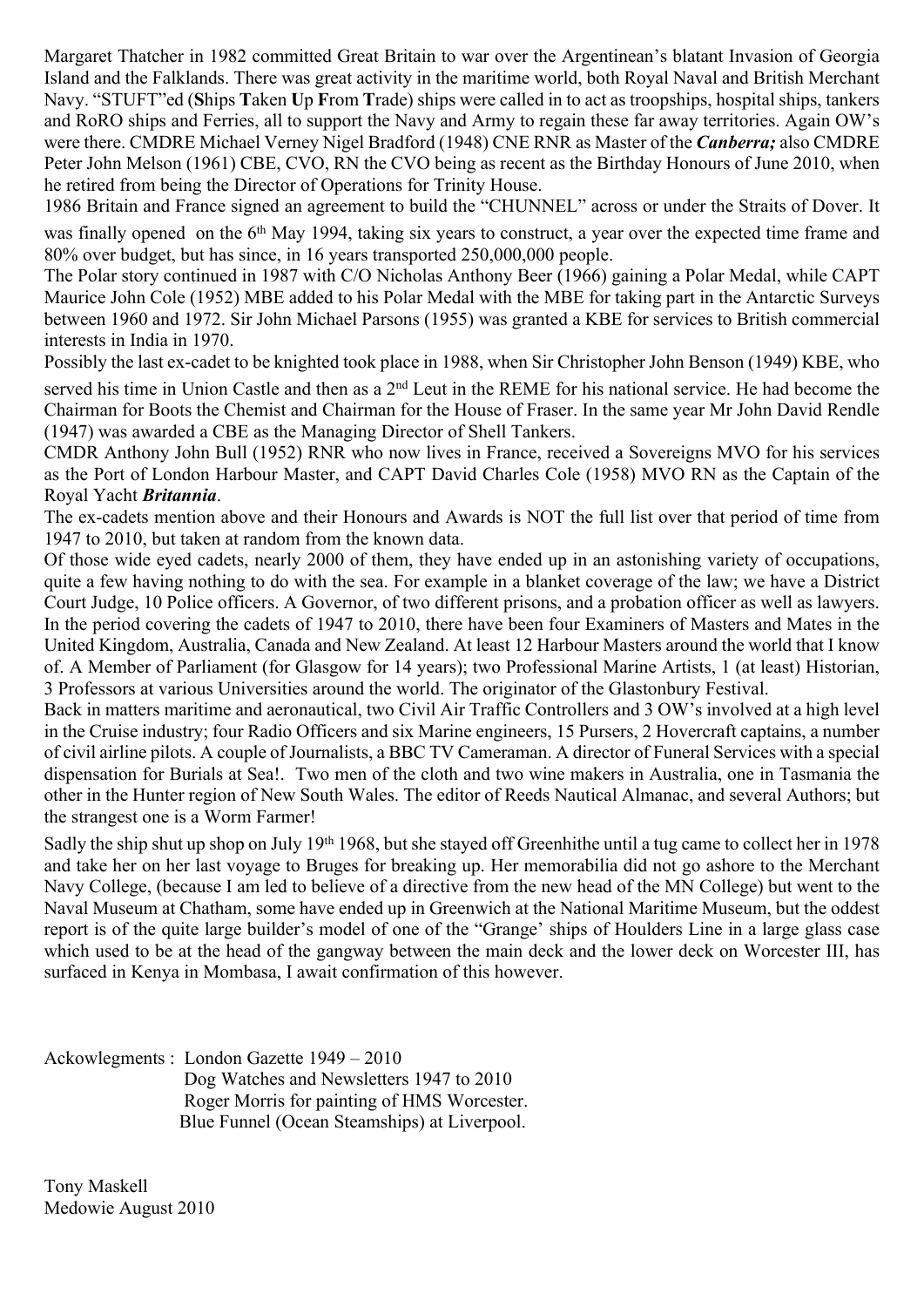Margaret Thatcher in 1982 committed Great Britain to war over the Argentinean's blatant Invasion of Georgia Island and the Falklands. There was great activity in the maritime world, both Royal Naval and British Merchant Navy. "STUFT"ed (**S**hips **T**aken **U**p **F**rom **T**rade) ships were called in to act as troopships, hospital ships, tankers and RoRO ships and Ferries, all to support the Navy and Army to regain these far away territories. Again OW's were there. CMDRE Michael Verney Nigel Bradford (1948) CNE RNR as Master of the ***Canberra;*** also CMDRE Peter John Melson (1961) CBE, CVO, RN the CVO being as recent as the Birthday Honours of June 2010, when he retired from being the Director of Operations for Trinity House.

1986 Britain and France signed an agreement to build the "CHUNNEL" across or under the Straits of Dover. It was finally opened on the 6th May 1994, taking six years to construct, a year over the expected time frame and 80% over budget, but has since, in 16 years transported 250,000,000 people.

The Polar story continued in 1987 with C/O Nicholas Anthony Beer (1966) gaining a Polar Medal, while CAPT Maurice John Cole (1952) MBE added to his Polar Medal with the MBE for taking part in the Antarctic Surveys between 1960 and 1972. Sir John Michael Parsons (1955) was granted a KBE for services to British commercial interests in India in 1970.

Possibly the last ex-cadet to be knighted took place in 1988, when Sir Christopher John Benson (1949) KBE, who served his time in Union Castle and then as a 2nd Leut in the REME for his national service. He had become the Chairman for Boots the Chemist and Chairman for the House of Fraser. In the same year Mr John David Rendle (1947) was awarded a CBE as the Managing Director of Shell Tankers.

CMDR Anthony John Bull (1952) RNR who now lives in France, received a Sovereigns MVO for his services as the Port of London Harbour Master, and CAPT David Charles Cole (1958) MVO RN as the Captain of the Royal Yacht ***Britannia***.

The ex-cadets mention above and their Honours and Awards is NOT the full list over that period of time from 1947 to 2010, but taken at random from the known data.

Of those wide eyed cadets, nearly 2000 of them, they have ended up in an astonishing variety of occupations, quite a few having nothing to do with the sea. For example in a blanket coverage of the law; we have a District Court Judge, 10 Police officers. A Governor, of two different prisons, and a probation officer as well as lawyers. In the period covering the cadets of 1947 to 2010, there have been four Examiners of Masters and Mates in the United Kingdom, Australia, Canada and New Zealand. At least 12 Harbour Masters around the world that I know of. A Member of Parliament (for Glasgow for 14 years); two Professional Marine Artists, 1 (at least) Historian, 3 Professors at various Universities around the world. The originator of the Glastonbury Festival.

Back in matters maritime and aeronautical, two Civil Air Traffic Controllers and 3 OW's involved at a high level in the Cruise industry; four Radio Officers and six Marine engineers, 15 Pursers, 2 Hovercraft captains, a number of civil airline pilots. A couple of Journalists, a BBC TV Cameraman. A director of Funeral Services with a special dispensation for Burials at Sea!. Two men of the cloth and two wine makers in Australia, one in Tasmania the other in the Hunter region of New South Wales. The editor of Reeds Nautical Almanac, and several Authors; but the strangest one is a Worm Farmer!

Sadly the ship shut up shop on July 19th 1968, but she stayed off Greenhithe until a tug came to collect her in 1978 and take her on her last voyage to Bruges for breaking up. Her memorabilia did not go ashore to the Merchant Navy College, (because I am led to believe of a directive from the new head of the MN College) but went to the Naval Museum at Chatham, some have ended up in Greenwich at the National Maritime Museum, but the oddest report is of the quite large builder's model of one of the "Grange' ships of Houlders Line in a large glass case which used to be at the head of the gangway between the main deck and the lower deck on Worcester III, has surfaced in Kenya in Mombasa, I await confirmation of this however.

Ackowlegments : London Gazette 1949 – 2010
Dog Watches and Newsletters 1947 to 2010
Roger Morris for painting of HMS Worcester.
Blue Funnel (Ocean Steamships) at Liverpool.

Tony Maskell
Medowie August 2010